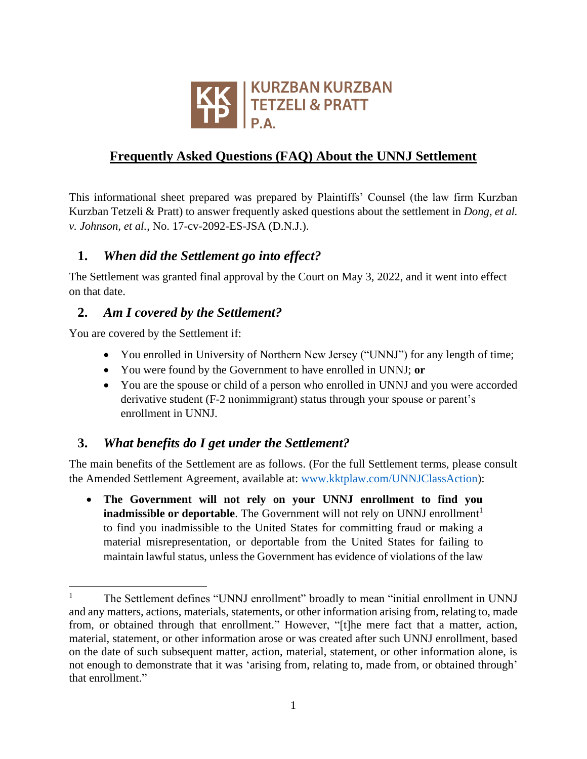KURZBAN KURZBAN TETZELI & PRATT P.A.

# Frequently Asked Questions (FAQ) About the UNNJ Settlement

This informational sheet prepared was prepared by Plaintiffs' Counsel (the law firm Kurzban Kurzban Tetzeli & Pratt) to answer frequently asked questions about the settlement in *Dong, et al. v. Johnson, et al.*, No. 17-cv-2092-ES-JSA (D.N.J.).

## 1. *When did the Settlement go into effect?*

The Settlement was granted final approval by the Court on May 3, 2022, and it went into effect on that date.

## 2. *Am I covered by the Settlement?*

You are covered by the Settlement if:

- You enrolled in University of Northern New Jersey ("UNNJ") for any length of time;
- You were found by the Government to have enrolled in UNNJ; **or**
- You are the spouse or child of a person who enrolled in UNNJ and you were accorded derivative student (F-2 nonimmigrant) status through your spouse or parent's enrollment in UNNJ.

## 3. *What benefits do I get under the Settlement?*

The main benefits of the Settlement are as follows. (For the full Settlement terms, please consult the Amended Settlement Agreement, available at: [www.kktplaw.com/UNNJClassAction](http://www.kktplaw.com/UNNJClassAction)):

- **The Government will not rely on your UNNJ enrollment to find you inadmissible or deportable**. The Government will not rely on UNNJ enrollment[1] to find you inadmissible to the United States for committing fraud or making a material misrepresentation, or deportable from the United States for failing to maintain lawful status, unless the Government has evidence of violations of the law

---

[1] The Settlement defines "UNNJ enrollment" broadly to mean "initial enrollment in UNNJ and any matters, actions, materials, statements, or other information arising from, relating to, made from, or obtained through that enrollment." However, "[t]he mere fact that a matter, action, material, statement, or other information arose or was created after such UNNJ enrollment, based on the date of such subsequent matter, action, material, statement, or other information alone, is not enough to demonstrate that it was 'arising from, relating to, made from, or obtained through' that enrollment."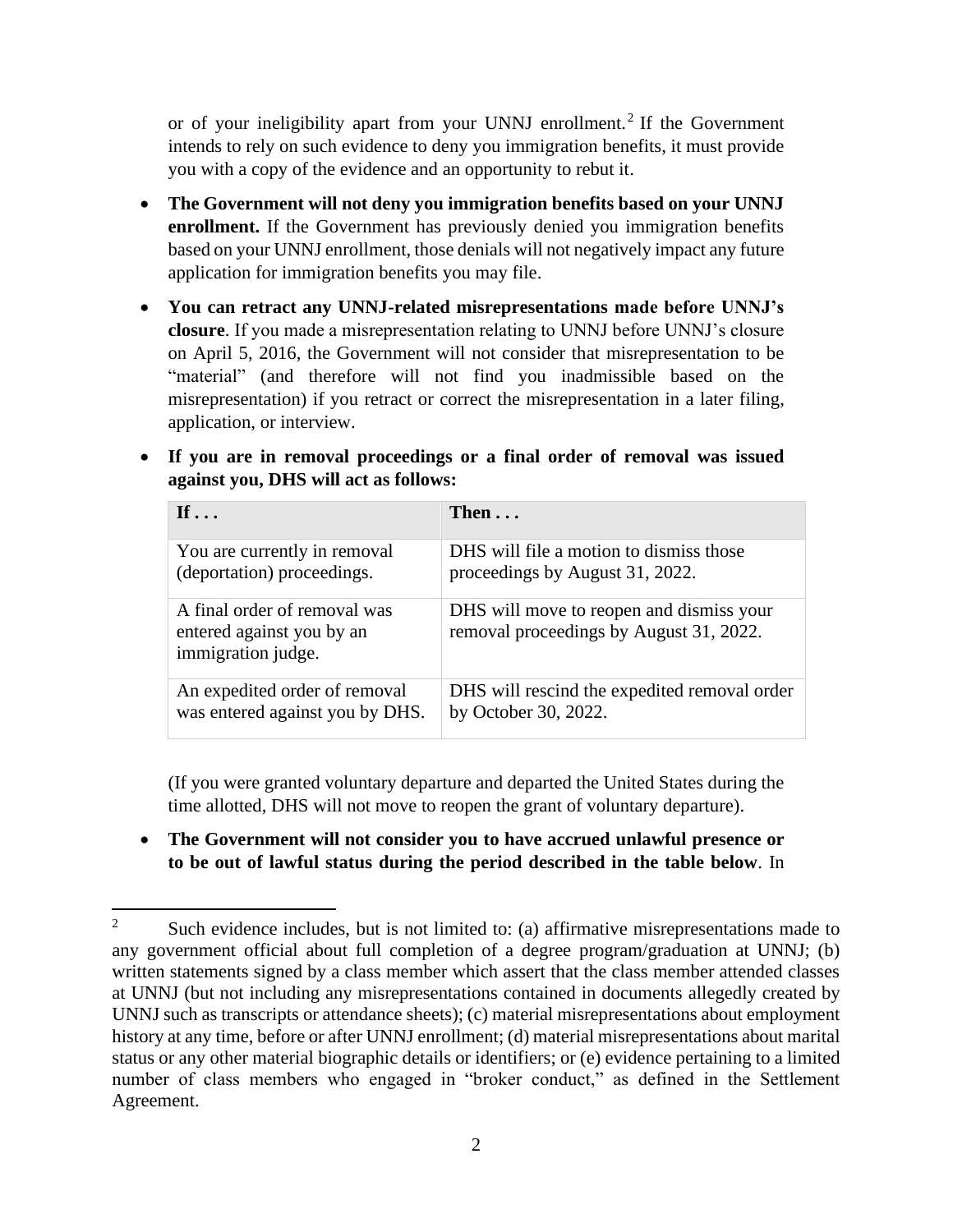or of your ineligibility apart from your UNNJ enrollment.[2] If the Government intends to rely on such evidence to deny you immigration benefits, it must provide you with a copy of the evidence and an opportunity to rebut it.

- **The Government will not deny you immigration benefits based on your UNNJ enrollment.** If the Government has previously denied you immigration benefits based on your UNNJ enrollment, those denials will not negatively impact any future application for immigration benefits you may file.
- **You can retract any UNNJ-related misrepresentations made before UNNJ's closure**. If you made a misrepresentation relating to UNNJ before UNNJ's closure on April 5, 2016, the Government will not consider that misrepresentation to be "material" (and therefore will not find you inadmissible based on the misrepresentation) if you retract or correct the misrepresentation in a later filing, application, or interview.
- **If you are in removal proceedings or a final order of removal was issued against you, DHS will act as follows:**

| If . . . | Then . . . |
| --- | --- |
| You are currently in removal (deportation) proceedings. | DHS will file a motion to dismiss those proceedings by August 31, 2022. |
| A final order of removal was entered against you by an immigration judge. | DHS will move to reopen and dismiss your removal proceedings by August 31, 2022. |
| An expedited order of removal was entered against you by DHS. | DHS will rescind the expedited removal order by October 30, 2022. |

(If you were granted voluntary departure and departed the United States during the time allotted, DHS will not move to reopen the grant of voluntary departure).

- **The Government will not consider you to have accrued unlawful presence or to be out of lawful status during the period described in the table below**. In

[2] Such evidence includes, but is not limited to: (a) affirmative misrepresentations made to any government official about full completion of a degree program/graduation at UNNJ; (b) written statements signed by a class member which assert that the class member attended classes at UNNJ (but not including any misrepresentations contained in documents allegedly created by UNNJ such as transcripts or attendance sheets); (c) material misrepresentations about employment history at any time, before or after UNNJ enrollment; (d) material misrepresentations about marital status or any other material biographic details or identifiers; or (e) evidence pertaining to a limited number of class members who engaged in "broker conduct," as defined in the Settlement Agreement.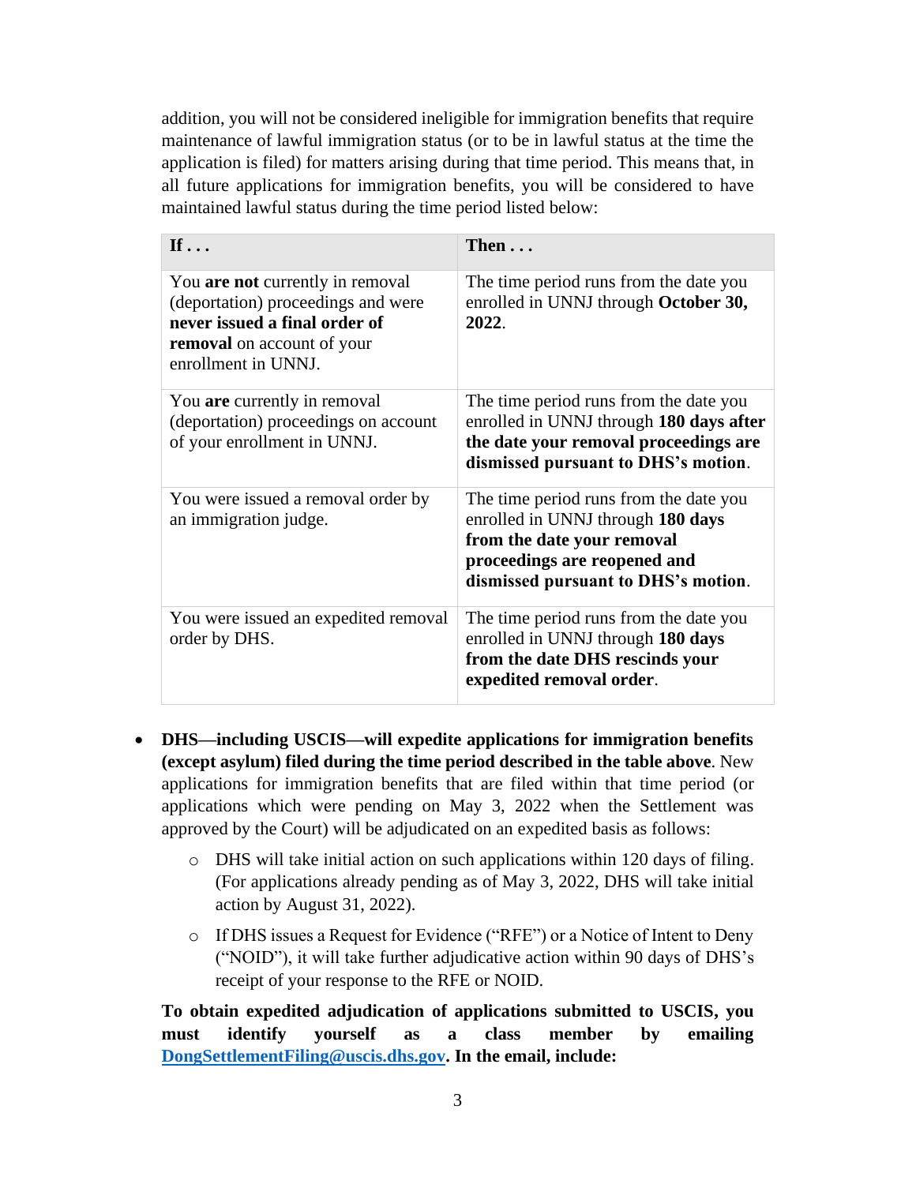addition, you will not be considered ineligible for immigration benefits that require maintenance of lawful immigration status (or to be in lawful status at the time the application is filed) for matters arising during that time period. This means that, in all future applications for immigration benefits, you will be considered to have maintained lawful status during the time period listed below:

| **If . . .** | **Then . . .** |
|---|---|
| You **are not** currently in removal (deportation) proceedings and were **never issued a final order of removal** on account of your enrollment in UNNJ. | The time period runs from the date you enrolled in UNNJ through **October 30, 2022**. |
| You **are** currently in removal (deportation) proceedings on account of your enrollment in UNNJ. | The time period runs from the date you enrolled in UNNJ through **180 days after the date your removal proceedings are dismissed pursuant to DHS's motion**. |
| You were issued a removal order by an immigration judge. | The time period runs from the date you enrolled in UNNJ through **180 days from the date your removal proceedings are reopened and dismissed pursuant to DHS's motion**. |
| You were issued an expedited removal order by DHS. | The time period runs from the date you enrolled in UNNJ through **180 days from the date DHS rescinds your expedited removal order**. |

- **DHS—including USCIS—will expedite applications for immigration benefits (except asylum) filed during the time period described in the table above**. New applications for immigration benefits that are filed within that time period (or applications which were pending on May 3, 2022 when the Settlement was approved by the Court) will be adjudicated on an expedited basis as follows:
  - DHS will take initial action on such applications within 120 days of filing. (For applications already pending as of May 3, 2022, DHS will take initial action by August 31, 2022).
  - If DHS issues a Request for Evidence ("RFE") or a Notice of Intent to Deny ("NOID"), it will take further adjudicative action within 90 days of DHS's receipt of your response to the RFE or NOID.

  **To obtain expedited adjudication of applications submitted to USCIS, you must identify yourself as a class member by emailing [DongSettlementFiling@uscis.dhs.gov](mailto:DongSettlementFiling@uscis.dhs.gov). In the email, include:**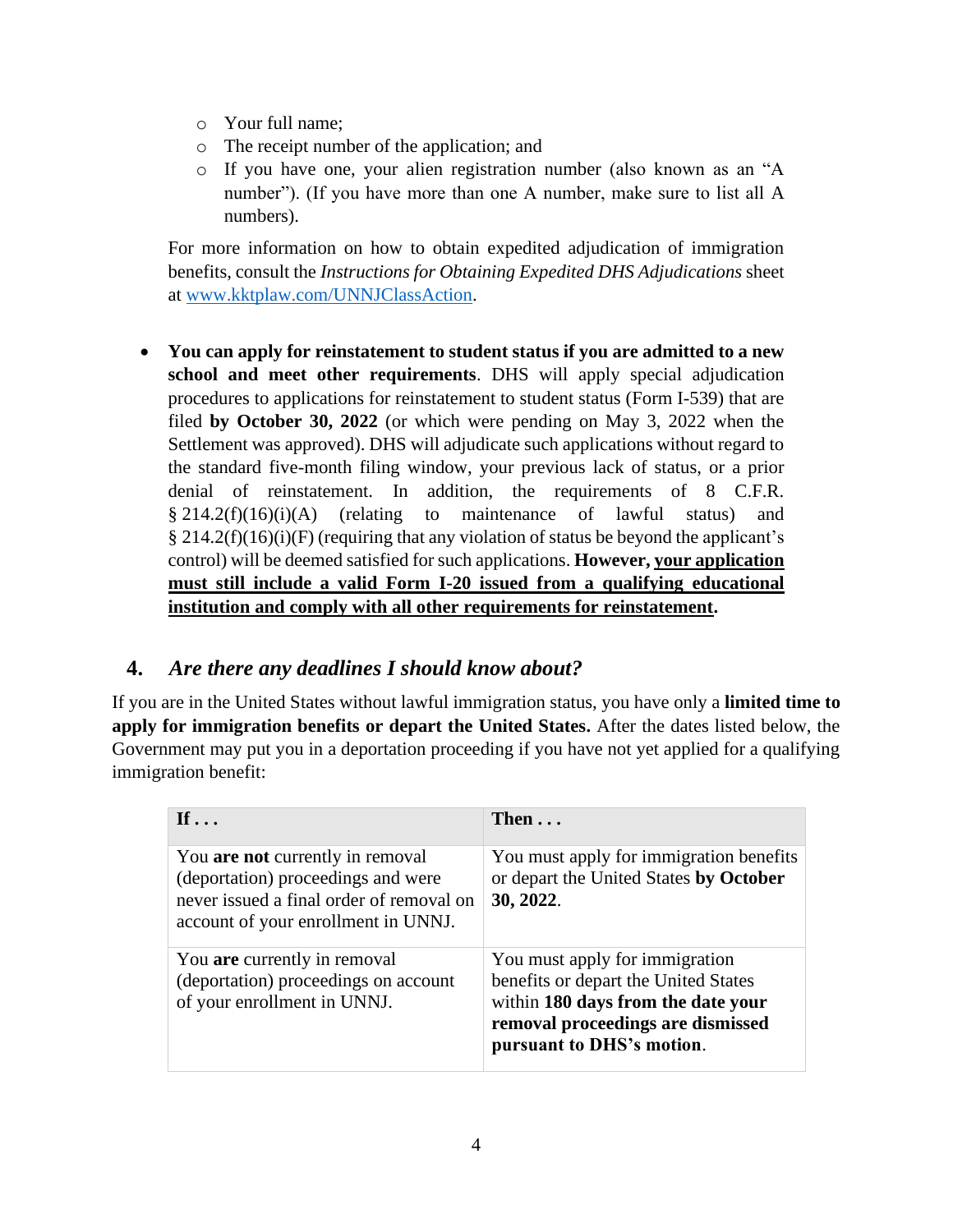- Your full name;
  - The receipt number of the application; and
  - If you have one, your alien registration number (also known as an "A number"). (If you have more than one A number, make sure to list all A numbers).

  For more information on how to obtain expedited adjudication of immigration benefits, consult the *Instructions for Obtaining Expedited DHS Adjudications* sheet at [www.kktplaw.com/UNNJClassAction](http://www.kktplaw.com/UNNJClassAction).

- **You can apply for reinstatement to student status if you are admitted to a new school and meet other requirements**. DHS will apply special adjudication procedures to applications for reinstatement to student status (Form I-539) that are filed **by October 30, 2022** (or which were pending on May 3, 2022 when the Settlement was approved). DHS will adjudicate such applications without regard to the standard five-month filing window, your previous lack of status, or a prior denial of reinstatement. In addition, the requirements of 8 C.F.R. § 214.2(f)(16)(i)(A) (relating to maintenance of lawful status) and § 214.2(f)(16)(i)(F) (requiring that any violation of status be beyond the applicant's control) will be deemed satisfied for such applications. **However, <u>your application must still include a valid Form I-20 issued from a qualifying educational institution and comply with all other requirements for reinstatement</u>.**

## 4. *Are there any deadlines I should know about?*

If you are in the United States without lawful immigration status, you have only a **limited time to apply for immigration benefits or depart the United States.** After the dates listed below, the Government may put you in a deportation proceeding if you have not yet applied for a qualifying immigration benefit:

| If . . . | Then . . . |
|---|---|
| You **are not** currently in removal (deportation) proceedings and were never issued a final order of removal on account of your enrollment in UNNJ. | You must apply for immigration benefits or depart the United States **by October 30, 2022**. |
| You **are** currently in removal (deportation) proceedings on account of your enrollment in UNNJ. | You must apply for immigration benefits or depart the United States within **180 days from the date your removal proceedings are dismissed pursuant to DHS's motion**. |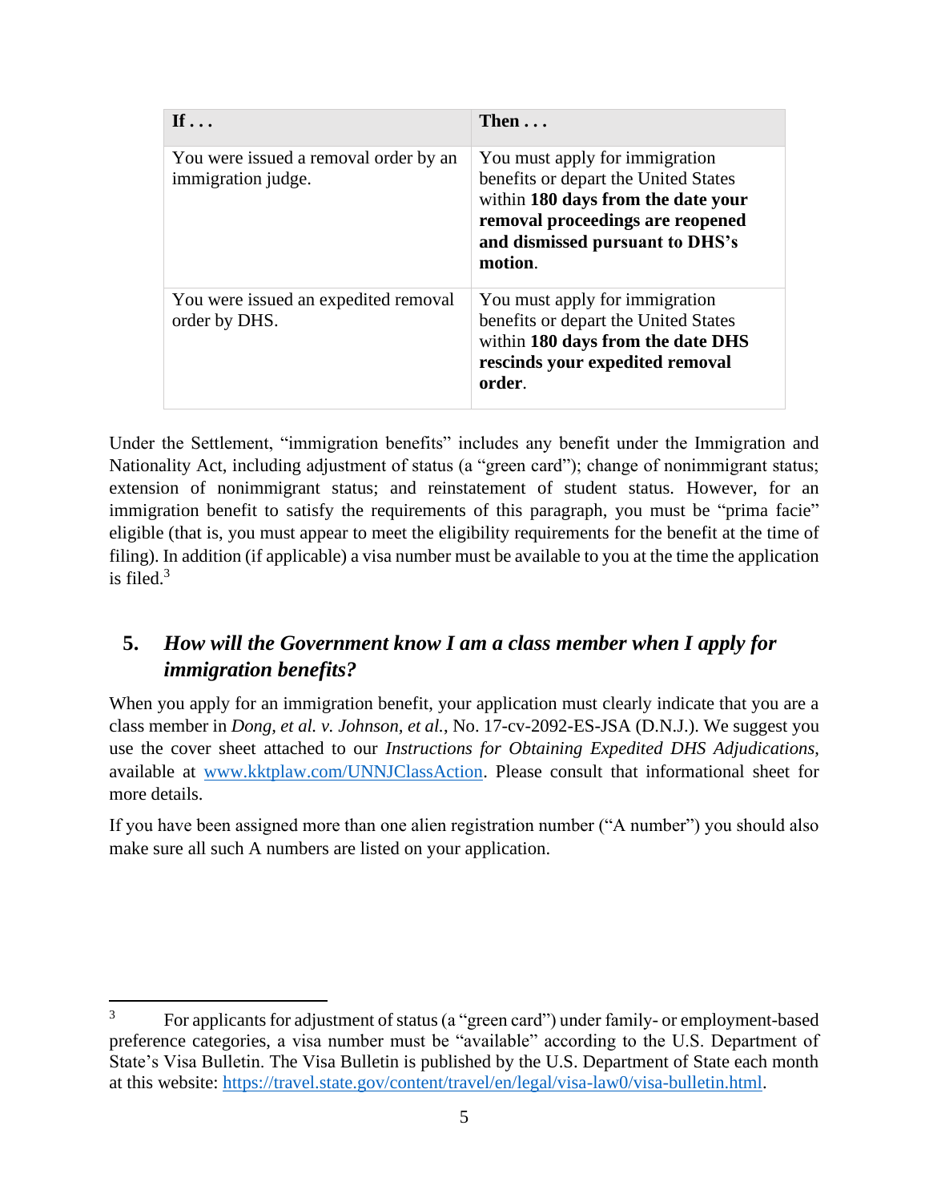| If . . . | Then . . . |
| --- | --- |
| You were issued a removal order by an immigration judge. | You must apply for immigration benefits or depart the United States within **180 days from the date your removal proceedings are reopened and dismissed pursuant to DHS's motion**. |
| You were issued an expedited removal order by DHS. | You must apply for immigration benefits or depart the United States within **180 days from the date DHS rescinds your expedited removal order**. |

Under the Settlement, "immigration benefits" includes any benefit under the Immigration and Nationality Act, including adjustment of status (a "green card"); change of nonimmigrant status; extension of nonimmigrant status; and reinstatement of student status. However, for an immigration benefit to satisfy the requirements of this paragraph, you must be "prima facie" eligible (that is, you must appear to meet the eligibility requirements for the benefit at the time of filing). In addition (if applicable) a visa number must be available to you at the time the application is filed.[3]

## 5. *How will the Government know I am a class member when I apply for immigration benefits?*

When you apply for an immigration benefit, your application must clearly indicate that you are a class member in *Dong, et al. v. Johnson, et al.*, No. 17-cv-2092-ES-JSA (D.N.J.). We suggest you use the cover sheet attached to our *Instructions for Obtaining Expedited DHS Adjudications*, available at [www.kktplaw.com/UNNJClassAction](www.kktplaw.com/UNNJClassAction). Please consult that informational sheet for more details.

If you have been assigned more than one alien registration number ("A number") you should also make sure all such A numbers are listed on your application.

---

[3] For applicants for adjustment of status (a "green card") under family- or employment-based preference categories, a visa number must be "available" according to the U.S. Department of State's Visa Bulletin. The Visa Bulletin is published by the U.S. Department of State each month at this website: [https://travel.state.gov/content/travel/en/legal/visa-law0/visa-bulletin.html](https://travel.state.gov/content/travel/en/legal/visa-law0/visa-bulletin.html).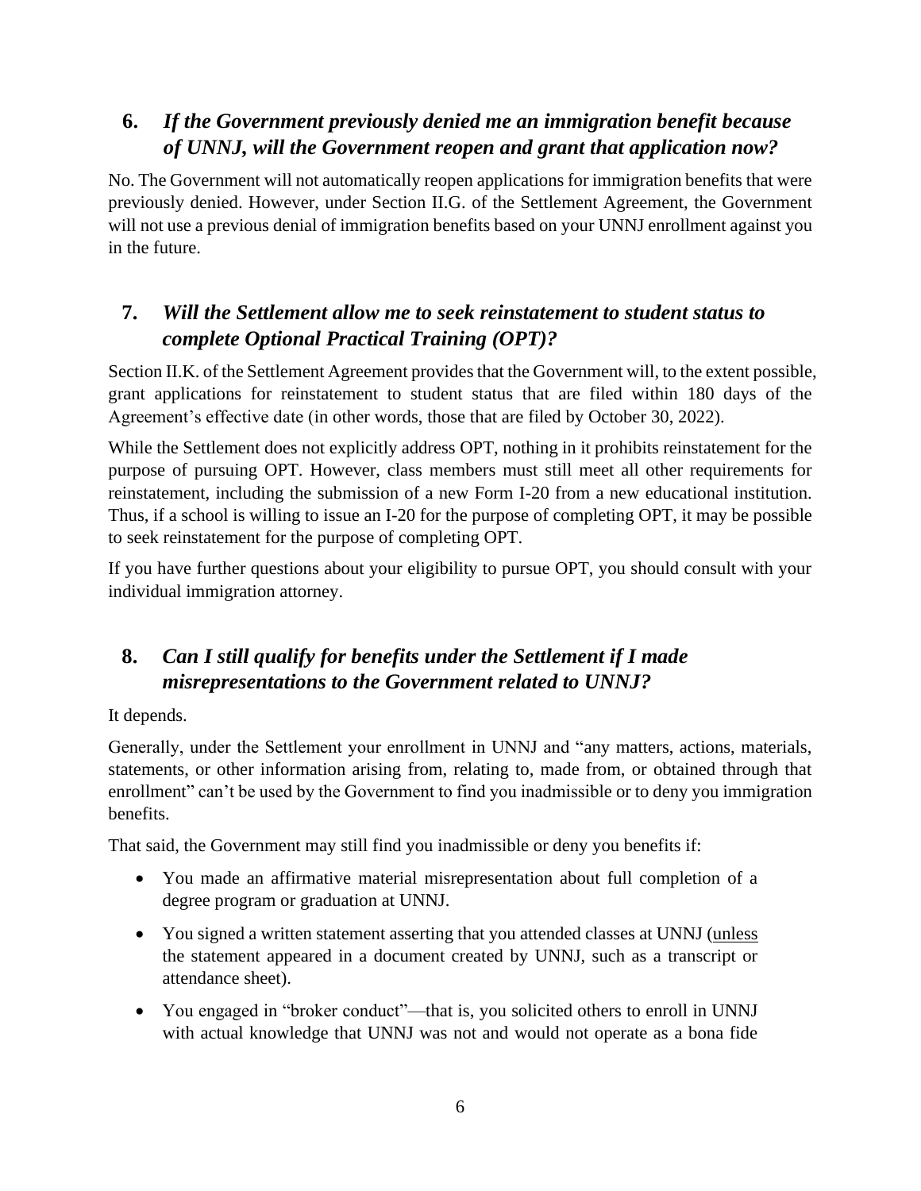## 6. *If the Government previously denied me an immigration benefit because of UNNJ, will the Government reopen and grant that application now?*

No. The Government will not automatically reopen applications for immigration benefits that were previously denied. However, under Section II.G. of the Settlement Agreement, the Government will not use a previous denial of immigration benefits based on your UNNJ enrollment against you in the future.

## 7. *Will the Settlement allow me to seek reinstatement to student status to complete Optional Practical Training (OPT)?*

Section II.K. of the Settlement Agreement provides that the Government will, to the extent possible, grant applications for reinstatement to student status that are filed within 180 days of the Agreement's effective date (in other words, those that are filed by October 30, 2022).

While the Settlement does not explicitly address OPT, nothing in it prohibits reinstatement for the purpose of pursuing OPT. However, class members must still meet all other requirements for reinstatement, including the submission of a new Form I-20 from a new educational institution. Thus, if a school is willing to issue an I-20 for the purpose of completing OPT, it may be possible to seek reinstatement for the purpose of completing OPT.

If you have further questions about your eligibility to pursue OPT, you should consult with your individual immigration attorney.

## 8. *Can I still qualify for benefits under the Settlement if I made misrepresentations to the Government related to UNNJ?*

It depends.

Generally, under the Settlement your enrollment in UNNJ and "any matters, actions, materials, statements, or other information arising from, relating to, made from, or obtained through that enrollment" can't be used by the Government to find you inadmissible or to deny you immigration benefits.

That said, the Government may still find you inadmissible or deny you benefits if:

- You made an affirmative material misrepresentation about full completion of a degree program or graduation at UNNJ.
- You signed a written statement asserting that you attended classes at UNNJ (<u>unless</u> the statement appeared in a document created by UNNJ, such as a transcript or attendance sheet).
- You engaged in "broker conduct"—that is, you solicited others to enroll in UNNJ with actual knowledge that UNNJ was not and would not operate as a bona fide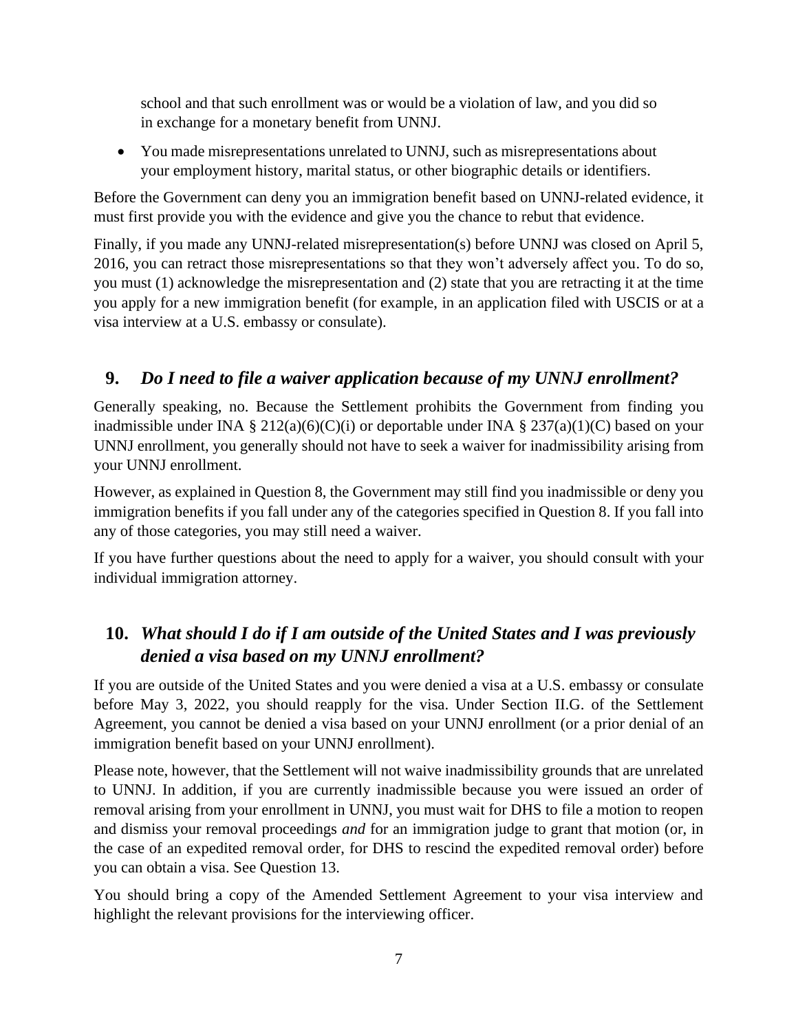school and that such enrollment was or would be a violation of law, and you did so in exchange for a monetary benefit from UNNJ.

- You made misrepresentations unrelated to UNNJ, such as misrepresentations about your employment history, marital status, or other biographic details or identifiers.

Before the Government can deny you an immigration benefit based on UNNJ-related evidence, it must first provide you with the evidence and give you the chance to rebut that evidence.

Finally, if you made any UNNJ-related misrepresentation(s) before UNNJ was closed on April 5, 2016, you can retract those misrepresentations so that they won't adversely affect you. To do so, you must (1) acknowledge the misrepresentation and (2) state that you are retracting it at the time you apply for a new immigration benefit (for example, in an application filed with USCIS or at a visa interview at a U.S. embassy or consulate).

## 9. *Do I need to file a waiver application because of my UNNJ enrollment?*

Generally speaking, no. Because the Settlement prohibits the Government from finding you inadmissible under INA § 212(a)(6)(C)(i) or deportable under INA § 237(a)(1)(C) based on your UNNJ enrollment, you generally should not have to seek a waiver for inadmissibility arising from your UNNJ enrollment.

However, as explained in Question 8, the Government may still find you inadmissible or deny you immigration benefits if you fall under any of the categories specified in Question 8. If you fall into any of those categories, you may still need a waiver.

If you have further questions about the need to apply for a waiver, you should consult with your individual immigration attorney.

## 10. *What should I do if I am outside of the United States and I was previously denied a visa based on my UNNJ enrollment?*

If you are outside of the United States and you were denied a visa at a U.S. embassy or consulate before May 3, 2022, you should reapply for the visa. Under Section II.G. of the Settlement Agreement, you cannot be denied a visa based on your UNNJ enrollment (or a prior denial of an immigration benefit based on your UNNJ enrollment).

Please note, however, that the Settlement will not waive inadmissibility grounds that are unrelated to UNNJ. In addition, if you are currently inadmissible because you were issued an order of removal arising from your enrollment in UNNJ, you must wait for DHS to file a motion to reopen and dismiss your removal proceedings *and* for an immigration judge to grant that motion (or, in the case of an expedited removal order, for DHS to rescind the expedited removal order) before you can obtain a visa. See Question 13.

You should bring a copy of the Amended Settlement Agreement to your visa interview and highlight the relevant provisions for the interviewing officer.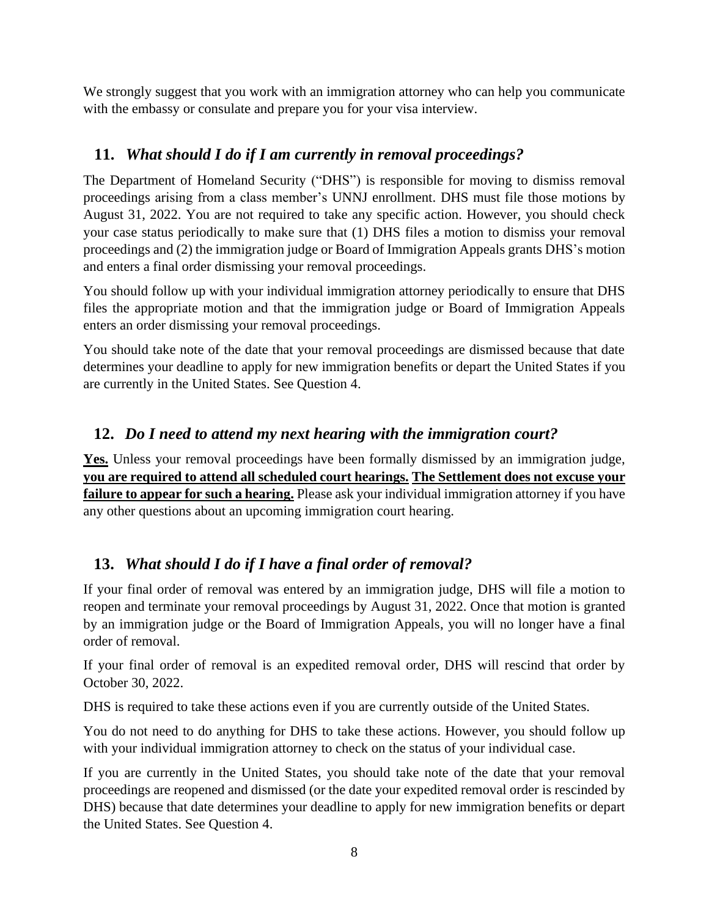We strongly suggest that you work with an immigration attorney who can help you communicate with the embassy or consulate and prepare you for your visa interview.

## 11. *What should I do if I am currently in removal proceedings?*

The Department of Homeland Security ("DHS") is responsible for moving to dismiss removal proceedings arising from a class member's UNNJ enrollment. DHS must file those motions by August 31, 2022. You are not required to take any specific action. However, you should check your case status periodically to make sure that (1) DHS files a motion to dismiss your removal proceedings and (2) the immigration judge or Board of Immigration Appeals grants DHS's motion and enters a final order dismissing your removal proceedings.

You should follow up with your individual immigration attorney periodically to ensure that DHS files the appropriate motion and that the immigration judge or Board of Immigration Appeals enters an order dismissing your removal proceedings.

You should take note of the date that your removal proceedings are dismissed because that date determines your deadline to apply for new immigration benefits or depart the United States if you are currently in the United States. See Question 4.

## 12. *Do I need to attend my next hearing with the immigration court?*

**Yes.** Unless your removal proceedings have been formally dismissed by an immigration judge, **you are required to attend all scheduled court hearings. The Settlement does not excuse your failure to appear for such a hearing.** Please ask your individual immigration attorney if you have any other questions about an upcoming immigration court hearing.

## 13. *What should I do if I have a final order of removal?*

If your final order of removal was entered by an immigration judge, DHS will file a motion to reopen and terminate your removal proceedings by August 31, 2022. Once that motion is granted by an immigration judge or the Board of Immigration Appeals, you will no longer have a final order of removal.

If your final order of removal is an expedited removal order, DHS will rescind that order by October 30, 2022.

DHS is required to take these actions even if you are currently outside of the United States.

You do not need to do anything for DHS to take these actions. However, you should follow up with your individual immigration attorney to check on the status of your individual case.

If you are currently in the United States, you should take note of the date that your removal proceedings are reopened and dismissed (or the date your expedited removal order is rescinded by DHS) because that date determines your deadline to apply for new immigration benefits or depart the United States. See Question 4.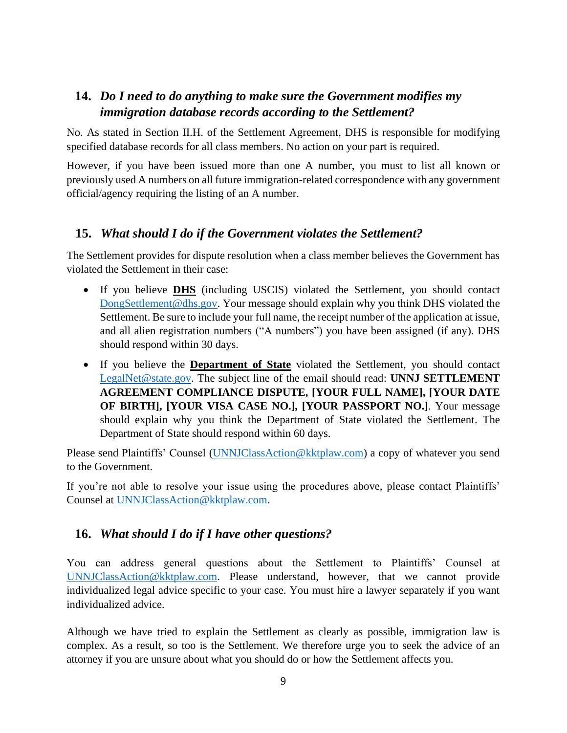## 14. *Do I need to do anything to make sure the Government modifies my immigration database records according to the Settlement?*

No. As stated in Section II.H. of the Settlement Agreement, DHS is responsible for modifying specified database records for all class members. No action on your part is required.

However, if you have been issued more than one A number, you must to list all known or previously used A numbers on all future immigration-related correspondence with any government official/agency requiring the listing of an A number.

## 15. *What should I do if the Government violates the Settlement?*

The Settlement provides for dispute resolution when a class member believes the Government has violated the Settlement in their case:

- If you believe **DHS** (including USCIS) violated the Settlement, you should contact DongSettlement@dhs.gov. Your message should explain why you think DHS violated the Settlement. Be sure to include your full name, the receipt number of the application at issue, and all alien registration numbers ("A numbers") you have been assigned (if any). DHS should respond within 30 days.
- If you believe the **Department of State** violated the Settlement, you should contact LegalNet@state.gov. The subject line of the email should read: **UNNJ SETTLEMENT AGREEMENT COMPLIANCE DISPUTE, [YOUR FULL NAME], [YOUR DATE OF BIRTH], [YOUR VISA CASE NO.], [YOUR PASSPORT NO.]**. Your message should explain why you think the Department of State violated the Settlement. The Department of State should respond within 60 days.

Please send Plaintiffs' Counsel (UNNJClassAction@kktplaw.com) a copy of whatever you send to the Government.

If you're not able to resolve your issue using the procedures above, please contact Plaintiffs' Counsel at UNNJClassAction@kktplaw.com.

## 16. *What should I do if I have other questions?*

You can address general questions about the Settlement to Plaintiffs' Counsel at UNNJClassAction@kktplaw.com. Please understand, however, that we cannot provide individualized legal advice specific to your case. You must hire a lawyer separately if you want individualized advice.

Although we have tried to explain the Settlement as clearly as possible, immigration law is complex. As a result, so too is the Settlement. We therefore urge you to seek the advice of an attorney if you are unsure about what you should do or how the Settlement affects you.